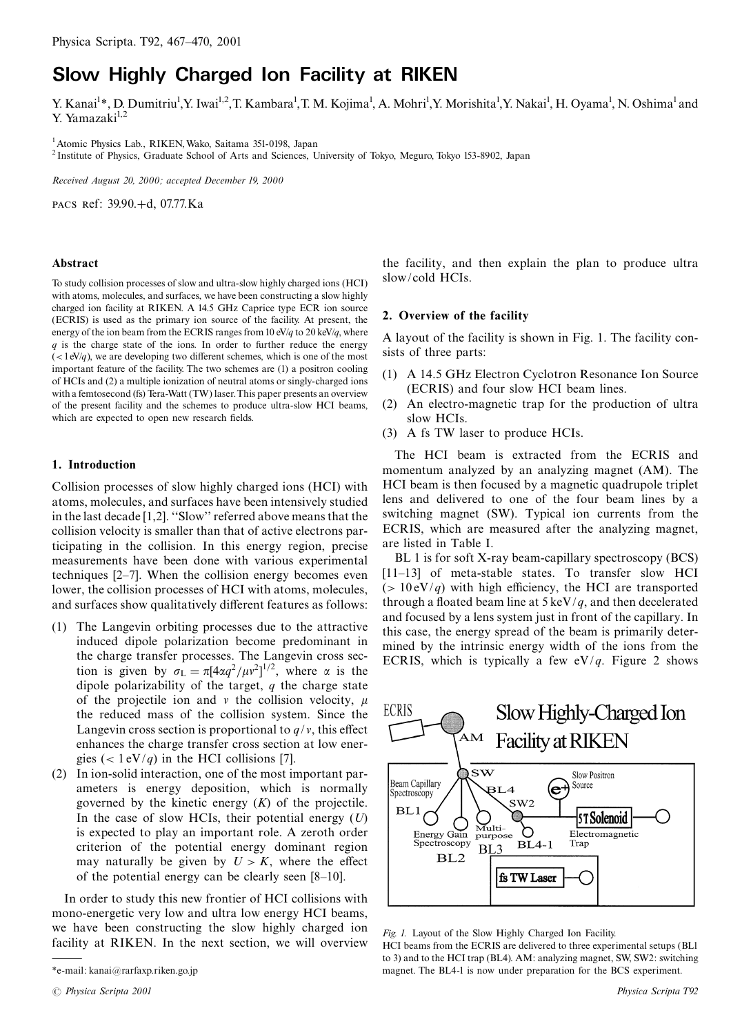# Slow Highly Charged Ion Facility at RIKEN

Y. Kanai[1]*, D. Dumitriu[1], Y. Iwai[1,2], T. Kambara[1], T. M. Kojima[1], A. Mohri[1], Y. Morishita[1], Y. Nakai[1], H. Oyama[1], N. Oshima[1] and Y. Yamazaki[1,2]

[1] Atomic Physics Lab., RIKEN, Wako, Saitama 351-0198, Japan
[2] Institute of Physics, Graduate School of Arts and Sciences, University of Tokyo, Meguro, Tokyo 153-8902, Japan

*Received August 20, 2000; accepted December 19, 2000*

PACS Ref: 39.90.+d, 07.77.Ka

### Abstract

To study collision processes of slow and ultra-slow highly charged ions (HCI) with atoms, molecules, and surfaces, we have been constructing a slow highly charged ion facility at RIKEN. A 14.5 GHz Caprice type ECR ion source (ECRIS) is used as the primary ion source of the facility. At present, the energy of the ion beam from the ECRIS ranges from 10 eV/$q$ to 20 keV/$q$, where $q$ is the charge state of the ions. In order to further reduce the energy ($< 1$ eV/$q$), we are developing two different schemes, which is one of the most important feature of the facility. The two schemes are (1) a positron cooling of HCIs and (2) a multiple ionization of neutral atoms or singly-charged ions with a femtosecond (fs) Tera-Watt (TW) laser. This paper presents an overview of the present facility and the schemes to produce ultra-slow HCI beams, which are expected to open new research fields.

## 1. Introduction

Collision processes of slow highly charged ions (HCI) with atoms, molecules, and surfaces have been intensively studied in the last decade [1,2]. "Slow" referred above means that the collision velocity is smaller than that of active electrons participating in the collision. In this energy region, precise measurements have been done with various experimental techniques [2–7]. When the collision energy becomes even lower, the collision processes of HCI with atoms, molecules, and surfaces show qualitatively different features as follows:

1. The Langevin orbiting processes due to the attractive induced dipole polarization become predominant in the charge transfer processes. The Langevin cross section is given by $\sigma_L = \pi[4\alpha q^2/\mu v^2]^{1/2}$, where $\alpha$ is the dipole polarizability of the target, $q$ the charge state of the projectile ion and $v$ the collision velocity, $\mu$ the reduced mass of the collision system. Since the Langevin cross section is proportional to $q/v$, this effect enhances the charge transfer cross section at low energies ($< 1$ eV/$q$) in the HCI collisions [7].
2. In ion-solid interaction, one of the most important parameters is energy deposition, which is normally governed by the kinetic energy ($K$) of the projectile. In the case of slow HCIs, their potential energy ($U$) is expected to play an important role. A zeroth order criterion of the potential energy dominant region may naturally be given by $U > K$, where the effect of the potential energy can be clearly seen [8–10].

In order to study this new frontier of HCI collisions with mono-energetic very low and ultra low energy HCI beams, we have been constructing the slow highly charged ion facility at RIKEN. In the next section, we will overview the facility, and then explain the plan to produce ultra slow/cold HCIs.

*e-mail: kanai@rarfaxp.riken.go.jp

## 2. Overview of the facility

A layout of the facility is shown in Fig. 1. The facility consists of three parts:

1. A 14.5 GHz Electron Cyclotron Resonance Ion Source (ECRIS) and four slow HCI beam lines.
2. An electro-magnetic trap for the production of ultra slow HCIs.
3. A fs TW laser to produce HCIs.

The HCI beam is extracted from the ECRIS and momentum analyzed by an analyzing magnet (AM). The HCI beam is then focused by a magnetic quadrupole triplet lens and delivered to one of the four beam lines by a switching magnet (SW). Typical ion currents from the ECRIS, which are measured after the analyzing magnet, are listed in Table I.

BL 1 is for soft X-ray beam-capillary spectroscopy (BCS) [11–13] of meta-stable states. To transfer slow HCI ($> 10$ eV/$q$) with high efficiency, the HCI are transported through a floated beam line at 5 keV/$q$, and then decelerated and focused by a lens system just in front of the capillary. In this case, the energy spread of the beam is primarily determined by the intrinsic energy width of the ions from the ECRIS, which is typically a few eV/$q$. Figure 2 shows

Fig. 1. Layout of the Slow Highly Charged Ion Facility.
HCI beams from the ECRIS are delivered to three experimental setups (BL1 to 3) and to the HCI trap (BL4). AM: analyzing magnet, SW, SW2: switching magnet. The BL4-1 is now under preparation for the BCS experiment.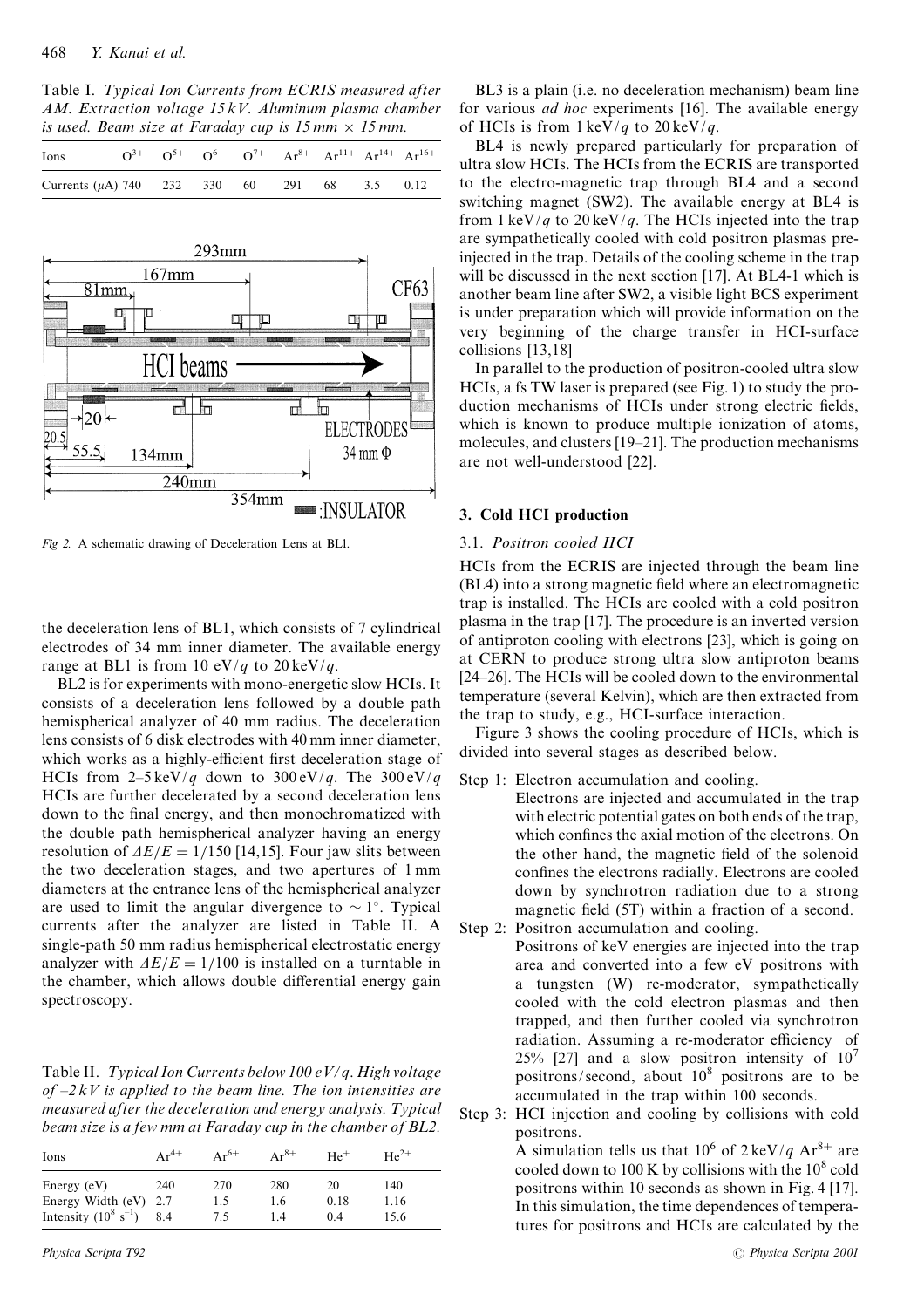Table I. *Typical Ion Currents from ECRIS measured after AM. Extraction voltage 15 kV. Aluminum plasma chamber is used. Beam size at Faraday cup is 15 mm × 15 mm.*

| Ions | $O^{3+}$ | $O^{5+}$ | $O^{6+}$ | $O^{7+}$ | $Ar^{8+}$ | $Ar^{11+}$ | $Ar^{14+}$ | $Ar^{16+}$ |
|---|---|---|---|---|---|---|---|---|
| Currents (μA) | 740 | 232 | 330 | 60 | 291 | 68 | 3.5 | 0.12 |

*Fig 2.* A schematic drawing of Deceleration Lens at BL1.

the deceleration lens of BL1, which consists of 7 cylindrical electrodes of 34 mm inner diameter. The available energy range at BL1 is from 10 eV/$q$ to 20 keV/$q$.

BL2 is for experiments with mono-energetic slow HCIs. It consists of a deceleration lens followed by a double path hemispherical analyzer of 40 mm radius. The deceleration lens consists of 6 disk electrodes with 40 mm inner diameter, which works as a highly-efficient first deceleration stage of HCIs from 2–5 keV/$q$ down to 300 eV/$q$. The 300 eV/$q$ HCIs are further decelerated by a second deceleration lens down to the final energy, and then monochromatized with the double path hemispherical analyzer having an energy resolution of $\Delta E/E = 1/150$ [14,15]. Four jaw slits between the two deceleration stages, and two apertures of 1 mm diameters at the entrance lens of the hemispherical analyzer are used to limit the angular divergence to $\sim 1^\circ$. Typical currents after the analyzer are listed in Table II. A single-path 50 mm radius hemispherical electrostatic energy analyzer with $\Delta E/E = 1/100$ is installed on a turntable in the chamber, which allows double differential energy gain spectroscopy.

Table II. *Typical Ion Currents below 100 eV/q. High voltage of –2 kV is applied to the beam line. The ion intensities are measured after the deceleration and energy analysis. Typical beam size is a few mm at Faraday cup in the chamber of BL2.*

| Ions | $Ar^{4+}$ | $Ar^{6+}$ | $Ar^{8+}$ | $He^{+}$ | $He^{2+}$ |
|---|---|---|---|---|---|
| Energy (eV) | 240 | 270 | 280 | 20 | 140 |
| Energy Width (eV) | 2.7 | 1.5 | 1.6 | 0.18 | 1.16 |
| Intensity ($10^8$ s$^{-1}$) | 8.4 | 7.5 | 1.4 | 0.4 | 15.6 |

BL3 is a plain (i.e. no deceleration mechanism) beam line for various *ad hoc* experiments [16]. The available energy of HCIs is from 1 keV/$q$ to 20 keV/$q$.

BL4 is newly prepared particularly for preparation of ultra slow HCIs. The HCIs from the ECRIS are transported to the electro-magnetic trap through BL4 and a second switching magnet (SW2). The available energy at BL4 is from 1 keV/$q$ to 20 keV/$q$. The HCIs injected into the trap are sympathetically cooled with cold positron plasmas pre-injected in the trap. Details of the cooling scheme in the trap will be discussed in the next section [17]. At BL4-1 which is another beam line after SW2, a visible light BCS experiment is under preparation which will provide information on the very beginning of the charge transfer in HCI-surface collisions [13,18]

In parallel to the production of positron-cooled ultra slow HCIs, a fs TW laser is prepared (see Fig. 1) to study the production mechanisms of HCIs under strong electric fields, which is known to produce multiple ionization of atoms, molecules, and clusters [19–21]. The production mechanisms are not well-understood [22].

## 3. Cold HCI production

### 3.1. *Positron cooled HCI*

HCIs from the ECRIS are injected through the beam line (BL4) into a strong magnetic field where an electromagnetic trap is installed. The HCIs are cooled with a cold positron plasma in the trap [17]. The procedure is an inverted version of antiproton cooling with electrons [23], which is going on at CERN to produce strong ultra slow antiproton beams [24–26]. The HCIs will be cooled down to the environmental temperature (several Kelvin), which are then extracted from the trap to study, e.g., HCI-surface interaction.

Figure 3 shows the cooling procedure of HCIs, which is divided into several stages as described below.

Step 1: Electron accumulation and cooling.
Electrons are injected and accumulated in the trap with electric potential gates on both ends of the trap, which confines the axial motion of the electrons. On the other hand, the magnetic field of the solenoid confines the electrons radially. Electrons are cooled down by synchrotron radiation due to a strong magnetic field (5T) within a fraction of a second.

Step 2: Positron accumulation and cooling.
Positrons of keV energies are injected into the trap area and converted into a few eV positrons with a tungsten (W) re-moderator, sympathetically cooled with the cold electron plasmas and then trapped, and then further cooled via synchrotron radiation. Assuming a re-moderator efficiency of 25% [27] and a slow positron intensity of $10^7$ positrons/second, about $10^8$ positrons are to be accumulated in the trap within 100 seconds.

Step 3: HCI injection and cooling by collisions with cold positrons.
A simulation tells us that $10^6$ of 2 keV/$q$ $Ar^{8+}$ are cooled down to 100 K by collisions with the $10^8$ cold positrons within 10 seconds as shown in Fig. 4 [17]. In this simulation, the time dependences of temperatures for positrons and HCIs are calculated by the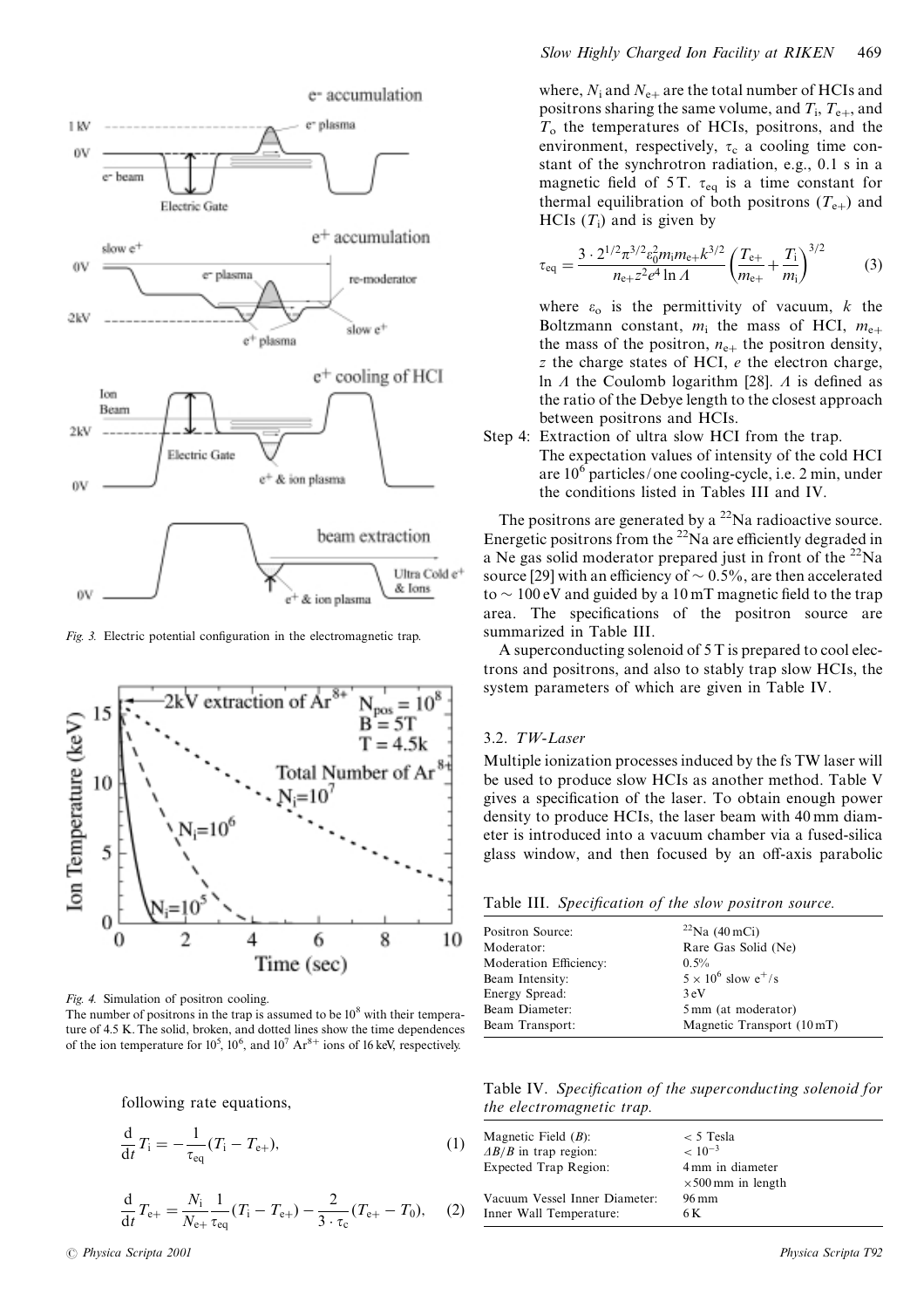*Fig. 3.* Electric potential configuration in the electromagnetic trap.

*Fig. 4.* Simulation of positron cooling.
The number of positrons in the trap is assumed to be $10^8$ with their temperature of 4.5 K. The solid, broken, and dotted lines show the time dependences of the ion temperature for $10^5$, $10^6$, and $10^7$ $Ar^{8+}$ ions of 16 keV, respectively.

following rate equations,

$$\frac{\mathrm{d}}{\mathrm{d}t}T_{\mathrm{i}} = -\frac{1}{\tau_{\mathrm{eq}}}(T_{\mathrm{i}} - T_{\mathrm{e+}}), \tag{1}$$

$$\frac{\mathrm{d}}{\mathrm{d}t}T_{\mathrm{e+}} = \frac{N_{\mathrm{i}}}{N_{\mathrm{e+}}}\frac{1}{\tau_{\mathrm{eq}}}(T_{\mathrm{i}} - T_{\mathrm{e+}}) - \frac{2}{3\cdot\tau_{\mathrm{c}}}(T_{\mathrm{e+}} - T_0), \tag{2}$$

where, $N_{\mathrm{i}}$ and $N_{\mathrm{e+}}$ are the total number of HCIs and positrons sharing the same volume, and $T_{\mathrm{i}}$, $T_{\mathrm{e+}}$, and $T_{\mathrm{o}}$ the temperatures of HCIs, positrons, and the environment, respectively, $\tau_{\mathrm{c}}$ a cooling time constant of the synchrotron radiation, e.g., 0.1 s in a magnetic field of 5 T. $\tau_{\mathrm{eq}}$ is a time constant for thermal equilibration of both positrons ($T_{\mathrm{e+}}$) and HCIs ($T_{\mathrm{i}}$) and is given by

$$\tau_{\mathrm{eq}} = \frac{3\cdot 2^{1/2}\pi^{3/2}\varepsilon_0^2 m_{\mathrm{i}} m_{\mathrm{e+}} k^{3/2}}{n_{\mathrm{e+}} z^2 e^4 \ln\Lambda}\left(\frac{T_{\mathrm{e+}}}{m_{\mathrm{e+}}} + \frac{T_{\mathrm{i}}}{m_{\mathrm{i}}}\right)^{3/2} \tag{3}$$

where $\varepsilon_{\mathrm{o}}$ is the permittivity of vacuum, $k$ the Boltzmann constant, $m_{\mathrm{i}}$ the mass of HCI, $m_{\mathrm{e+}}$ the mass of the positron, $n_{\mathrm{e+}}$ the positron density, $z$ the charge states of HCI, $e$ the electron charge, $\ln\Lambda$ the Coulomb logarithm [28]. $\Lambda$ is defined as the ratio of the Debye length to the closest approach between positrons and HCIs.

Step 4: Extraction of ultra slow HCI from the trap.
The expectation values of intensity of the cold HCI are $10^6$ particles/one cooling-cycle, i.e. 2 min, under the conditions listed in Tables III and IV.

The positrons are generated by a $^{22}$Na radioactive source. Energetic positrons from the $^{22}$Na are efficiently degraded in a Ne gas solid moderator prepared just in front of the $^{22}$Na source [29] with an efficiency of $\sim 0.5\%$, are then accelerated to $\sim 100$ eV and guided by a 10 mT magnetic field to the trap area. The specifications of the positron source are summarized in Table III.

A superconducting solenoid of 5 T is prepared to cool electrons and positrons, and also to stably trap slow HCIs, the system parameters of which are given in Table IV.

### 3.2. *TW-Laser*

Multiple ionization processes induced by the fs TW laser will be used to produce slow HCIs as another method. Table V gives a specification of the laser. To obtain enough power density to produce HCIs, the laser beam with 40 mm diameter is introduced into a vacuum chamber via a fused-silica glass window, and then focused by an off-axis parabolic

Table III. *Specification of the slow positron source.*

| | |
|---|---|
| Positron Source: | $^{22}$Na (40 mCi) |
| Moderator: | Rare Gas Solid (Ne) |
| Moderation Efficiency: | 0.5% |
| Beam Intensity: | $5 \times 10^6$ slow $e^+$/s |
| Energy Spread: | 3 eV |
| Beam Diameter: | 5 mm (at moderator) |
| Beam Transport: | Magnetic Transport (10 mT) |

Table IV. *Specification of the superconducting solenoid for the electromagnetic trap.*

| | |
|---|---|
| Magnetic Field ($B$): | $< 5$ Tesla |
| $\Delta B/B$ in trap region: | $< 10^{-3}$ |
| Expected Trap Region: | 4 mm in diameter $\times 500$ mm in length |
| Vacuum Vessel Inner Diameter: | 96 mm |
| Inner Wall Temperature: | 6 K |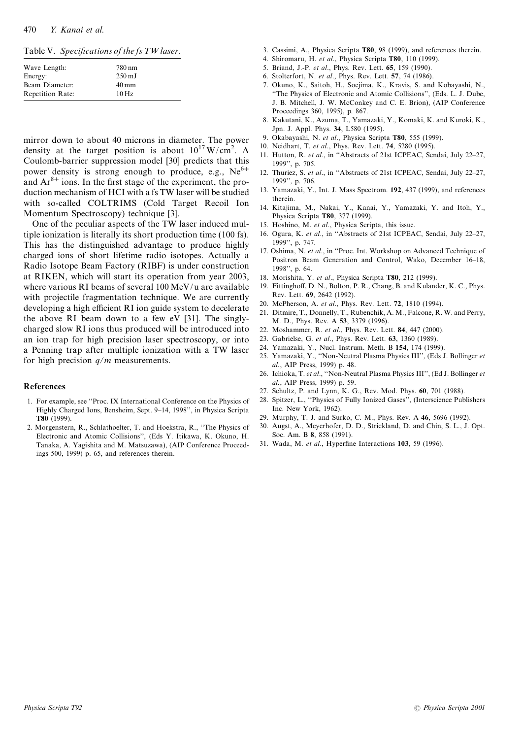Table V. *Specifications of the fs TW laser.*

| | |
|---|---|
| Wave Length: | 780 nm |
| Energy: | 250 mJ |
| Beam Diameter: | 40 mm |
| Repetition Rate: | 10 Hz |

mirror down to about 40 microns in diameter. The power density at the target position is about $10^{17}$ W/cm$^2$. A Coulomb-barrier suppression model [30] predicts that this power density is strong enough to produce, e.g., $Ne^{6+}$ and $Ar^{8+}$ ions. In the first stage of the experiment, the production mechanism of HCI with a fs TW laser will be studied with so-called COLTRIMS (Cold Target Recoil Ion Momentum Spectroscopy) technique [3].

One of the peculiar aspects of the TW laser induced multiple ionization is literally its short production time (100 fs). This has the distinguished advantage to produce highly charged ions of short lifetime radio isotopes. Actually a Radio Isotope Beam Factory (RIBF) is under construction at RIKEN, which will start its operation from year 2003, where various RI beams of several 100 MeV/u are available with projectile fragmentation technique. We are currently developing a high efficient RI ion guide system to decelerate the above RI beam down to a few eV [31]. The singly-charged slow RI ions thus produced will be introduced into an ion trap for high precision laser spectroscopy, or into a Penning trap after multiple ionization with a TW laser for high precision $q/m$ measurements.

## References

1. For example, see "Proc. IX International Conference on the Physics of Highly Charged Ions, Bensheim, Sept. 9–14, 1998", in Physica Scripta **T80** (1999).
2. Morgenstern, R., Schlathoelter, T. and Hoekstra, R., "The Physics of Electronic and Atomic Collisions", (Eds Y. Itikawa, K. Okuno, H. Tanaka, A. Yagishita and M. Matsuzawa), (AIP Conference Proceedings 500, 1999) p. 65, and references therein.
3. Cassimi, A., Physica Scripta **T80**, 98 (1999), and references therein.
4. Shiromaru, H. *et al*., Physica Scripta **T80**, 110 (1999).
5. Briand, J.-P. *et al*., Phys. Rev. Lett. **65**, 159 (1990).
6. Stolterfort, N. *et al*., Phys. Rev. Lett. **57**, 74 (1986).
7. Okuno, K., Saitoh, H., Soejima, K., Kravis, S. and Kobayashi, N., "The Physics of Electronic and Atomic Collisions", (Eds. L. J. Dube, J. B. Mitchell, J. W. McConkey and C. E. Brion), (AIP Conference Proceedings 360, 1995), p. 867.
8. Kakutani, K., Azuma, T., Yamazaki, Y., Komaki, K. and Kuroki, K., Jpn. J. Appl. Phys. **34**, L580 (1995).
9. Okabayashi, N. *et al*., Physica Scripta **T80**, 555 (1999).
10. Neidhart, T. *et al*., Phys. Rev. Lett. **74**, 5280 (1995).
11. Hutton, R. *et al*., in "Abstracts of 21st ICPEAC, Sendai, July 22–27, 1999", p. 705.
12. Thuriez, S. *et al*., in "Abstracts of 21st ICPEAC, Sendai, July 22–27, 1999", p. 706.
13. Yamazaki, Y., Int. J. Mass Spectrom. **192**, 437 (1999), and references therein.
14. Kitajima, M., Nakai, Y., Kanai, Y., Yamazaki, Y. and Itoh, Y., Physica Scripta **T80**, 377 (1999).
15. Hoshino, M. *et al*., Physica Scripta, this issue.
16. Ogura, K. *et al*., in "Abstracts of 21st ICPEAC, Sendai, July 22–27, 1999", p. 747.
17. Oshima, N. *et al*., in "Proc. Int. Workshop on Advanced Technique of Positron Beam Generation and Control, Wako, December 16–18, 1998", p. 64.
18. Morishita, Y. *et al*., Physica Scripta **T80**, 212 (1999).
19. Fittinghoff, D. N., Bolton, P. R., Chang, B. and Kulander, K. C., Phys. Rev. Lett. **69**, 2642 (1992).
20. McPherson, A. *et al*., Phys. Rev. Lett. **72**, 1810 (1994).
21. Ditmire, T., Donnelly, T., Rubenchik, A. M., Falcone, R. W. and Perry, M. D., Phys. Rev. A **53**, 3379 (1996).
22. Moshammer, R. *et al*., Phys. Rev. Lett. **84**, 447 (2000).
23. Gabrielse, G. *et al*., Phys. Rev. Lett. **63**, 1360 (1989).
24. Yamazaki, Y., Nucl. Instrum. Meth. B **154**, 174 (1999).
25. Yamazaki, Y., "Non-Neutral Plasma Physics III", (Eds J. Bollinger *et al.*, AIP Press, 1999) p. 48.
26. Ichioka, T. *et al*., "Non-Neutral Plasma Physics III", (Ed J. Bollinger *et al.*, AIP Press, 1999) p. 59.
27. Schultz, P. and Lynn, K. G., Rev. Mod. Phys. **60**, 701 (1988).
28. Spitzer, L., "Physics of Fully Ionized Gases", (Interscience Publishers Inc. New York, 1962).
29. Murphy, T. J. and Surko, C. M., Phys. Rev. A **46**, 5696 (1992).
30. Augst, A., Meyerhofer, D. D., Strickland, D. and Chin, S. L., J. Opt. Soc. Am. B **8**, 858 (1991).
31. Wada, M. *et al*., Hyperfine Interactions **103**, 59 (1996).